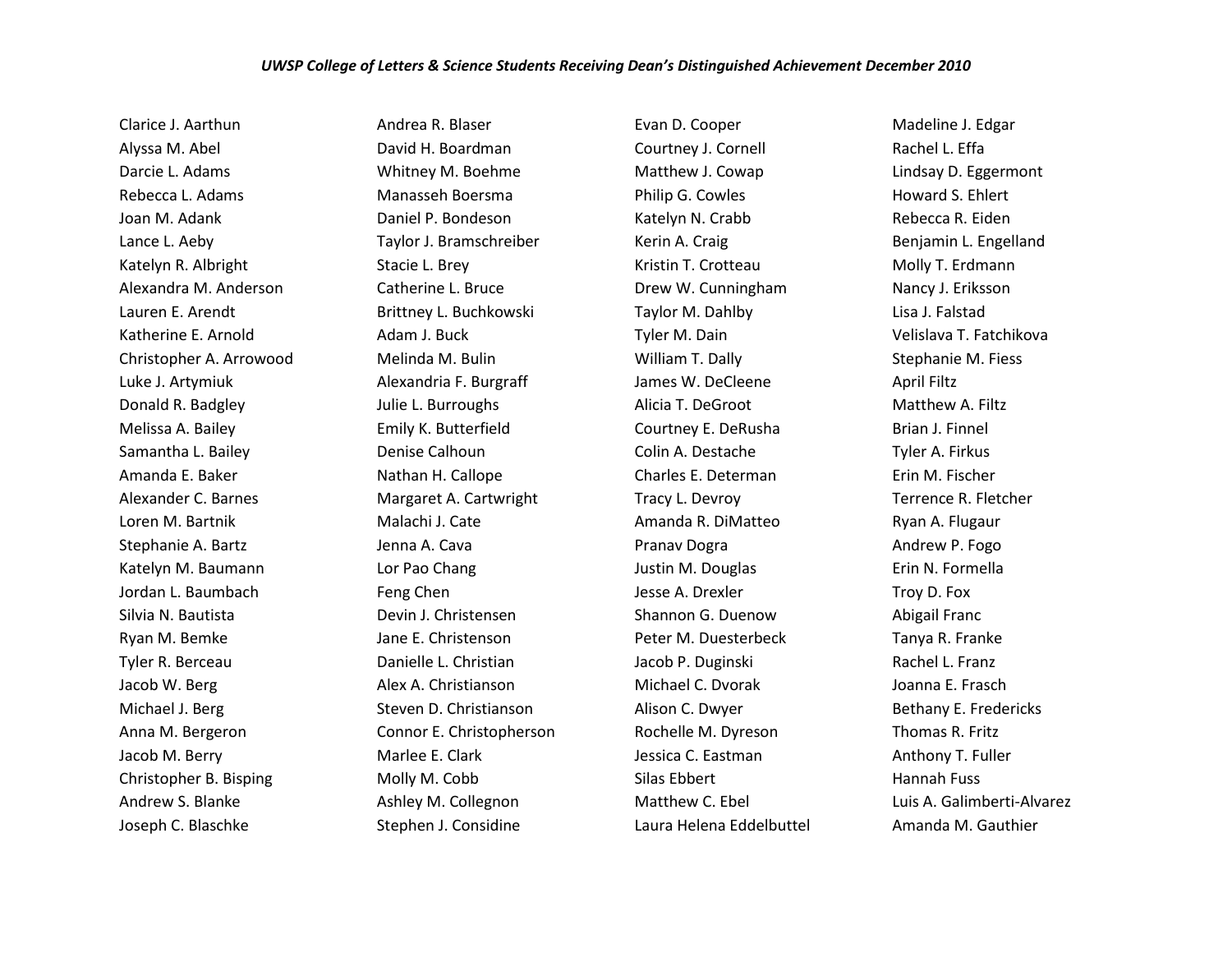*UWSP College of Letters & Science Students Receiving Dean's Distinguished Achievement December 2010*

Clarice J. Aarthun
Alyssa M. Abel
Darcie L. Adams
Rebecca L. Adams
Joan M. Adank
Lance L. Aeby
Katelyn R. Albright
Alexandra M. Anderson
Lauren E. Arendt
Katherine E. Arnold
Christopher A. Arrowood
Luke J. Artymiuk
Donald R. Badgley
Melissa A. Bailey
Samantha L. Bailey
Amanda E. Baker
Alexander C. Barnes
Loren M. Bartnik
Stephanie A. Bartz
Katelyn M. Baumann
Jordan L. Baumbach
Silvia N. Bautista
Ryan M. Bemke
Tyler R. Berceau
Jacob W. Berg
Michael J. Berg
Anna M. Bergeron
Jacob M. Berry
Christopher B. Bisping
Andrew S. Blanke
Joseph C. Blaschke
Andrea R. Blaser
David H. Boardman
Whitney M. Boehme
Manasseh Boersma
Daniel P. Bondeson
Taylor J. Bramschreiber
Stacie L. Brey
Catherine L. Bruce
Brittney L. Buchkowski
Adam J. Buck
Melinda M. Bulin
Alexandria F. Burgraff
Julie L. Burroughs
Emily K. Butterfield
Denise Calhoun
Nathan H. Callope
Margaret A. Cartwright
Malachi J. Cate
Jenna A. Cava
Lor Pao Chang
Feng Chen
Devin J. Christensen
Jane E. Christenson
Danielle L. Christian
Alex A. Christianson
Steven D. Christianson
Connor E. Christopherson
Marlee E. Clark
Molly M. Cobb
Ashley M. Collegnon
Stephen J. Considine
Evan D. Cooper
Courtney J. Cornell
Matthew J. Cowap
Philip G. Cowles
Katelyn N. Crabb
Kerin A. Craig
Kristin T. Crotteau
Drew W. Cunningham
Taylor M. Dahlby
Tyler M. Dain
William T. Dally
James W. DeCleene
Alicia T. DeGroot
Courtney E. DeRusha
Colin A. Destache
Charles E. Determan
Tracy L. Devroy
Amanda R. DiMatteo
Pranav Dogra
Justin M. Douglas
Jesse A. Drexler
Shannon G. Duenow
Peter M. Duesterbeck
Jacob P. Duginski
Michael C. Dvorak
Alison C. Dwyer
Rochelle M. Dyreson
Jessica C. Eastman
Silas Ebbert
Matthew C. Ebel
Laura Helena Eddelbuttel
Madeline J. Edgar
Rachel L. Effa
Lindsay D. Eggermont
Howard S. Ehlert
Rebecca R. Eiden
Benjamin L. Engelland
Molly T. Erdmann
Nancy J. Eriksson
Lisa J. Falstad
Velislava T. Fatchikova
Stephanie M. Fiess
April Filtz
Matthew A. Filtz
Brian J. Finnel
Tyler A. Firkus
Erin M. Fischer
Terrence R. Fletcher
Ryan A. Flugaur
Andrew P. Fogo
Erin N. Formella
Troy D. Fox
Abigail Franc
Tanya R. Franke
Rachel L. Franz
Joanna E. Frasch
Bethany E. Fredericks
Thomas R. Fritz
Anthony T. Fuller
Hannah Fuss
Luis A. Galimberti-Alvarez
Amanda M. Gauthier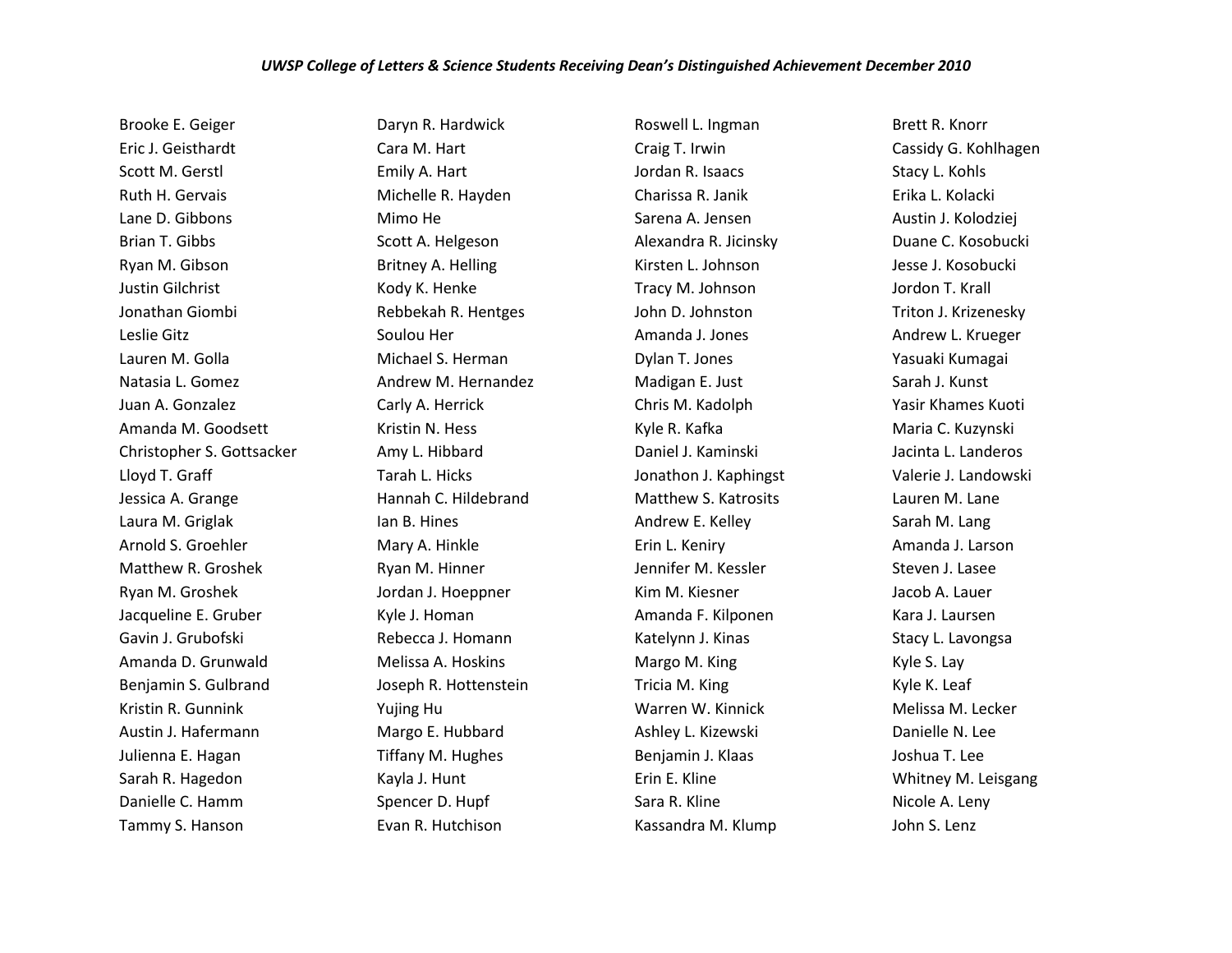*UWSP College of Letters & Science Students Receiving Dean's Distinguished Achievement December 2010*

Brooke E. Geiger
Eric J. Geisthardt
Scott M. Gerstl
Ruth H. Gervais
Lane D. Gibbons
Brian T. Gibbs
Ryan M. Gibson
Justin Gilchrist
Jonathan Giombi
Leslie Gitz
Lauren M. Golla
Natasia L. Gomez
Juan A. Gonzalez
Amanda M. Goodsett
Christopher S. Gottsacker
Lloyd T. Graff
Jessica A. Grange
Laura M. Griglak
Arnold S. Groehler
Matthew R. Groshek
Ryan M. Groshek
Jacqueline E. Gruber
Gavin J. Grubofski
Amanda D. Grunwald
Benjamin S. Gulbrand
Kristin R. Gunnink
Austin J. Hafermann
Julienna E. Hagan
Sarah R. Hagedon
Danielle C. Hamm
Tammy S. Hanson
Daryn R. Hardwick
Cara M. Hart
Emily A. Hart
Michelle R. Hayden
Mimo He
Scott A. Helgeson
Britney A. Helling
Kody K. Henke
Rebbekah R. Hentges
Soulou Her
Michael S. Herman
Andrew M. Hernandez
Carly A. Herrick
Kristin N. Hess
Amy L. Hibbard
Tarah L. Hicks
Hannah C. Hildebrand
Ian B. Hines
Mary A. Hinkle
Ryan M. Hinner
Jordan J. Hoeppner
Kyle J. Homan
Rebecca J. Homann
Melissa A. Hoskins
Joseph R. Hottenstein
Yujing Hu
Margo E. Hubbard
Tiffany M. Hughes
Kayla J. Hunt
Spencer D. Hupf
Evan R. Hutchison
Roswell L. Ingman
Craig T. Irwin
Jordan R. Isaacs
Charissa R. Janik
Sarena A. Jensen
Alexandra R. Jicinsky
Kirsten L. Johnson
Tracy M. Johnson
John D. Johnston
Amanda J. Jones
Dylan T. Jones
Madigan E. Just
Chris M. Kadolph
Kyle R. Kafka
Daniel J. Kaminski
Jonathon J. Kaphingst
Matthew S. Katrosits
Andrew E. Kelley
Erin L. Keniry
Jennifer M. Kessler
Kim M. Kiesner
Amanda F. Kilponen
Katelynn J. Kinas
Margo M. King
Tricia M. King
Warren W. Kinnick
Ashley L. Kizewski
Benjamin J. Klaas
Erin E. Kline
Sara R. Kline
Kassandra M. Klump
Brett R. Knorr
Cassidy G. Kohlhagen
Stacy L. Kohls
Erika L. Kolacki
Austin J. Kolodziej
Duane C. Kosobucki
Jesse J. Kosobucki
Jordon T. Krall
Triton J. Krizenesky
Andrew L. Krueger
Yasuaki Kumagai
Sarah J. Kunst
Yasir Khames Kuoti
Maria C. Kuzynski
Jacinta L. Landeros
Valerie J. Landowski
Lauren M. Lane
Sarah M. Lang
Amanda J. Larson
Steven J. Lasee
Jacob A. Lauer
Kara J. Laursen
Stacy L. Lavongsa
Kyle S. Lay
Kyle K. Leaf
Melissa M. Lecker
Danielle N. Lee
Joshua T. Lee
Whitney M. Leisgang
Nicole A. Leny
John S. Lenz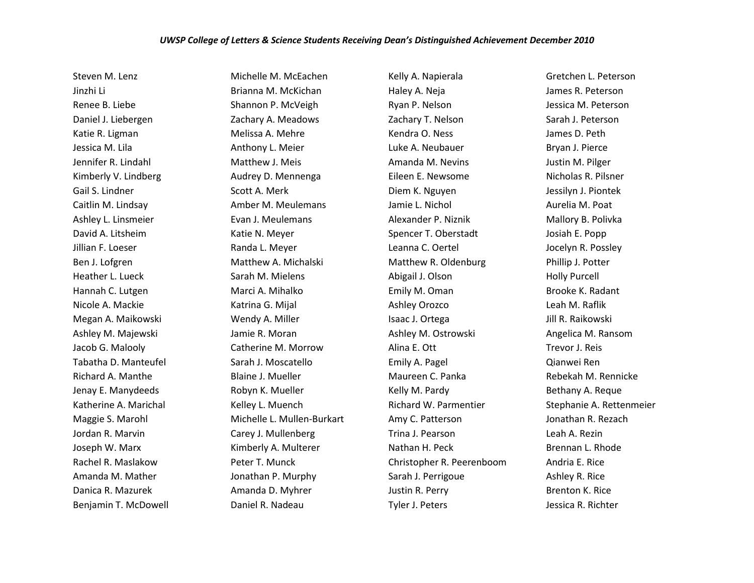*UWSP College of Letters & Science Students Receiving Dean's Distinguished Achievement December 2010*

Steven M. Lenz
Jinzhi Li
Renee B. Liebe
Daniel J. Liebergen
Katie R. Ligman
Jessica M. Lila
Jennifer R. Lindahl
Kimberly V. Lindberg
Gail S. Lindner
Caitlin M. Lindsay
Ashley L. Linsmeier
David A. Litsheim
Jillian F. Loeser
Ben J. Lofgren
Heather L. Lueck
Hannah C. Lutgen
Nicole A. Mackie
Megan A. Maikowski
Ashley M. Majewski
Jacob G. Malooly
Tabatha D. Manteufel
Richard A. Manthe
Jenay E. Manydeeds
Katherine A. Marichal
Maggie S. Marohl
Jordan R. Marvin
Joseph W. Marx
Rachel R. Maslakow
Amanda M. Mather
Danica R. Mazurek
Benjamin T. McDowell
Michelle M. McEachen
Brianna M. McKichan
Shannon P. McVeigh
Zachary A. Meadows
Melissa A. Mehre
Anthony L. Meier
Matthew J. Meis
Audrey D. Mennenga
Scott A. Merk
Amber M. Meulemans
Evan J. Meulemans
Katie N. Meyer
Randa L. Meyer
Matthew A. Michalski
Sarah M. Mielens
Marci A. Mihalko
Katrina G. Mijal
Wendy A. Miller
Jamie R. Moran
Catherine M. Morrow
Sarah J. Moscatello
Blaine J. Mueller
Robyn K. Mueller
Kelley L. Muench
Michelle L. Mullen-Burkart
Carey J. Mullenberg
Kimberly A. Multerer
Peter T. Munck
Jonathan P. Murphy
Amanda D. Myhrer
Daniel R. Nadeau
Kelly A. Napierala
Haley A. Neja
Ryan P. Nelson
Zachary T. Nelson
Kendra O. Ness
Luke A. Neubauer
Amanda M. Nevins
Eileen E. Newsome
Diem K. Nguyen
Jamie L. Nichol
Alexander P. Niznik
Spencer T. Oberstadt
Leanna C. Oertel
Matthew R. Oldenburg
Abigail J. Olson
Emily M. Oman
Ashley Orozco
Isaac J. Ortega
Ashley M. Ostrowski
Alina E. Ott
Emily A. Pagel
Maureen C. Panka
Kelly M. Pardy
Richard W. Parmentier
Amy C. Patterson
Trina J. Pearson
Nathan H. Peck
Christopher R. Peerenboom
Sarah J. Perrigoue
Justin R. Perry
Tyler J. Peters
Gretchen L. Peterson
James R. Peterson
Jessica M. Peterson
Sarah J. Peterson
James D. Peth
Bryan J. Pierce
Justin M. Pilger
Nicholas R. Pilsner
Jessilyn J. Piontek
Aurelia M. Poat
Mallory B. Polivka
Josiah E. Popp
Jocelyn R. Possley
Phillip J. Potter
Holly Purcell
Brooke K. Radant
Leah M. Raflik
Jill R. Raikowski
Angelica M. Ransom
Trevor J. Reis
Qianwei Ren
Rebekah M. Rennicke
Bethany A. Reque
Stephanie A. Rettenmeier
Jonathan R. Rezach
Leah A. Rezin
Brennan L. Rhode
Andria E. Rice
Ashley R. Rice
Brenton K. Rice
Jessica R. Richter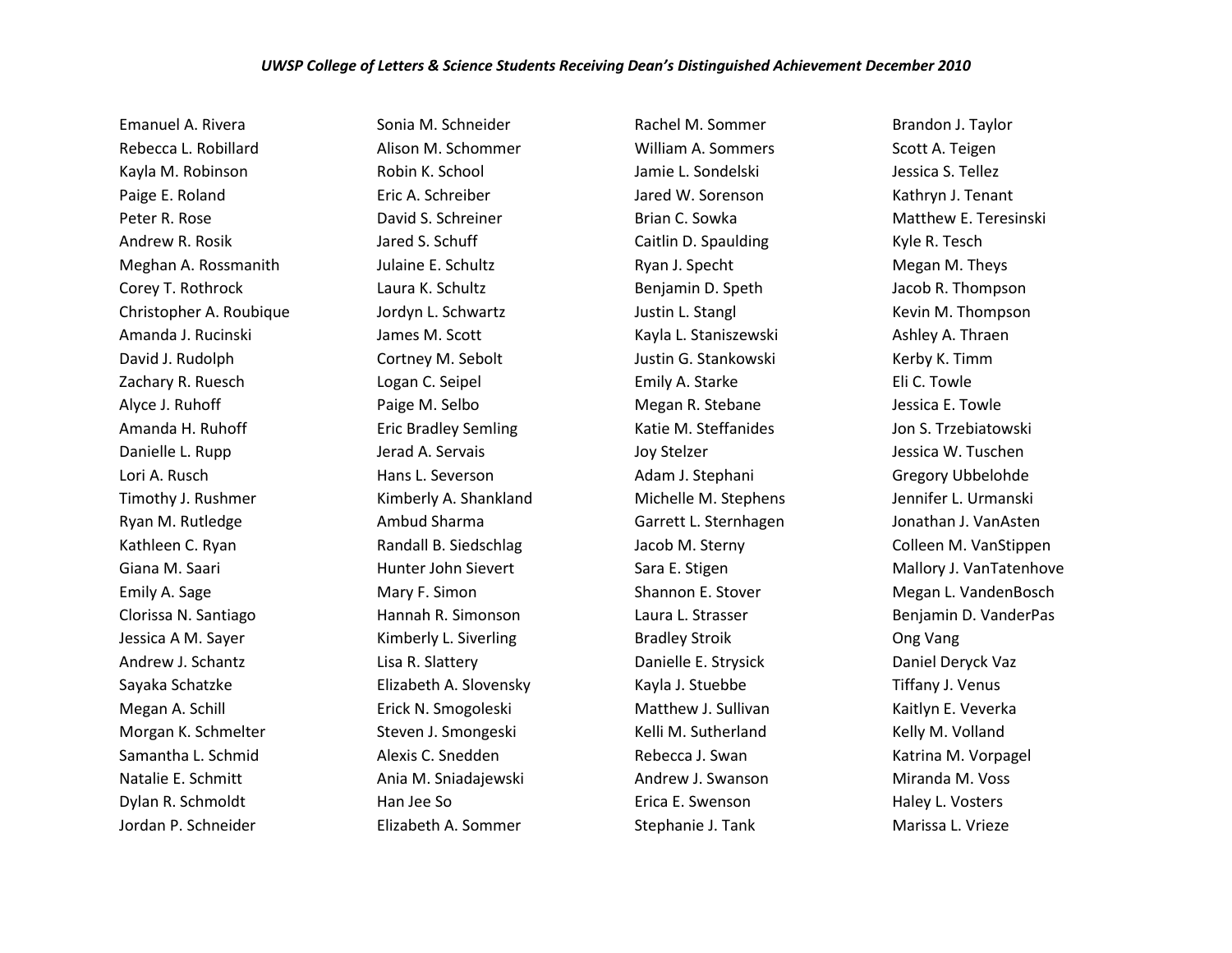*UWSP College of Letters & Science Students Receiving Dean's Distinguished Achievement December 2010*

Emanuel A. Rivera
Rebecca L. Robillard
Kayla M. Robinson
Paige E. Roland
Peter R. Rose
Andrew R. Rosik
Meghan A. Rossmanith
Corey T. Rothrock
Christopher A. Roubique
Amanda J. Rucinski
David J. Rudolph
Zachary R. Ruesch
Alyce J. Ruhoff
Amanda H. Ruhoff
Danielle L. Rupp
Lori A. Rusch
Timothy J. Rushmer
Ryan M. Rutledge
Kathleen C. Ryan
Giana M. Saari
Emily A. Sage
Clorissa N. Santiago
Jessica A M. Sayer
Andrew J. Schantz
Sayaka Schatzke
Megan A. Schill
Morgan K. Schmelter
Samantha L. Schmid
Natalie E. Schmitt
Dylan R. Schmoldt
Jordan P. Schneider
Sonia M. Schneider
Alison M. Schommer
Robin K. School
Eric A. Schreiber
David S. Schreiner
Jared S. Schuff
Julaine E. Schultz
Laura K. Schultz
Jordyn L. Schwartz
James M. Scott
Cortney M. Sebolt
Logan C. Seipel
Paige M. Selbo
Eric Bradley Semling
Jerad A. Servais
Hans L. Severson
Kimberly A. Shankland
Ambud Sharma
Randall B. Siedschlag
Hunter John Sievert
Mary F. Simon
Hannah R. Simonson
Kimberly L. Siverling
Lisa R. Slattery
Elizabeth A. Slovensky
Erick N. Smogoleski
Steven J. Smongeski
Alexis C. Snedden
Ania M. Sniadajewski
Han Jee So
Elizabeth A. Sommer
Rachel M. Sommer
William A. Sommers
Jamie L. Sondelski
Jared W. Sorenson
Brian C. Sowka
Caitlin D. Spaulding
Ryan J. Specht
Benjamin D. Speth
Justin L. Stangl
Kayla L. Staniszewski
Justin G. Stankowski
Emily A. Starke
Megan R. Stebane
Katie M. Steffanides
Joy Stelzer
Adam J. Stephani
Michelle M. Stephens
Garrett L. Sternhagen
Jacob M. Sterny
Sara E. Stigen
Shannon E. Stover
Laura L. Strasser
Bradley Stroik
Danielle E. Strysick
Kayla J. Stuebbe
Matthew J. Sullivan
Kelli M. Sutherland
Rebecca J. Swan
Andrew J. Swanson
Erica E. Swenson
Stephanie J. Tank
Brandon J. Taylor
Scott A. Teigen
Jessica S. Tellez
Kathryn J. Tenant
Matthew E. Teresinski
Kyle R. Tesch
Megan M. Theys
Jacob R. Thompson
Kevin M. Thompson
Ashley A. Thraen
Kerby K. Timm
Eli C. Towle
Jessica E. Towle
Jon S. Trzebiatowski
Jessica W. Tuschen
Gregory Ubbelohde
Jennifer L. Urmanski
Jonathan J. VanAsten
Colleen M. VanStippen
Mallory J. VanTatenhove
Megan L. VandenBosch
Benjamin D. VanderPas
Ong Vang
Daniel Deryck Vaz
Tiffany J. Venus
Kaitlyn E. Veverka
Kelly M. Volland
Katrina M. Vorpagel
Miranda M. Voss
Haley L. Vosters
Marissa L. Vrieze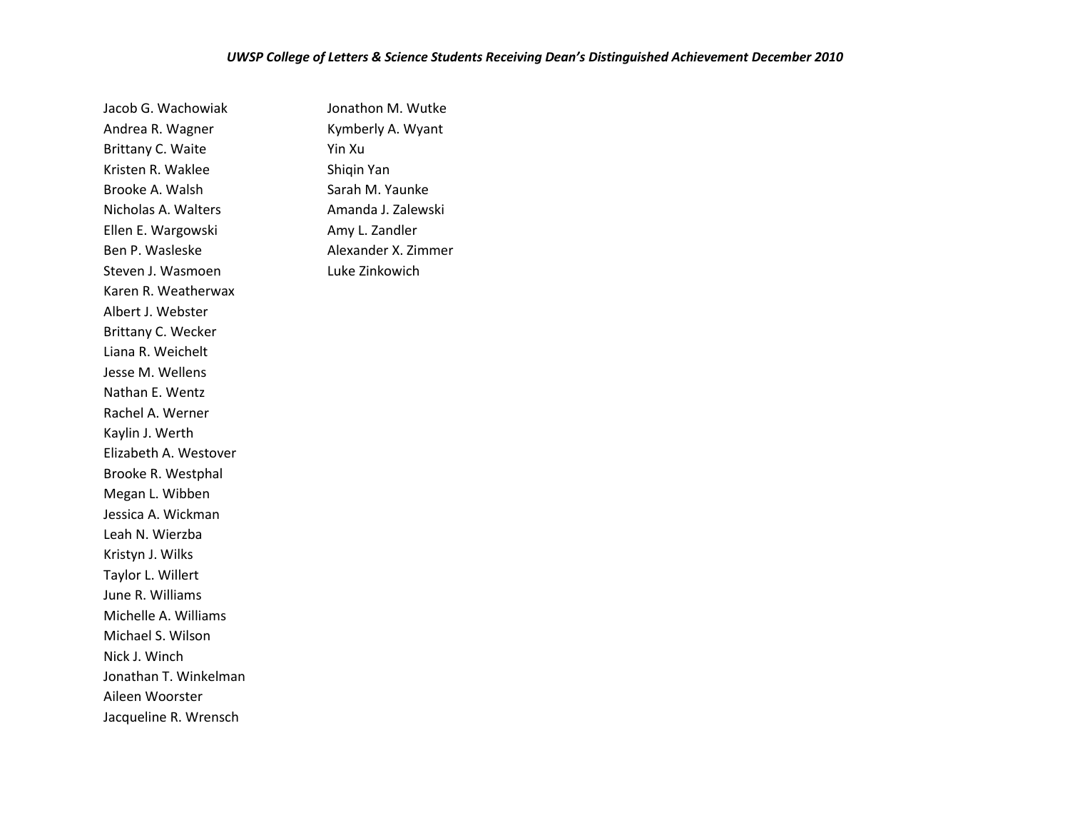Jacob G. Wachowiak
Andrea R. Wagner
Brittany C. Waite
Kristen R. Waklee
Brooke A. Walsh
Nicholas A. Walters
Ellen E. Wargowski
Ben P. Wasleske
Steven J. Wasmoen
Karen R. Weatherwax
Albert J. Webster
Brittany C. Wecker
Liana R. Weichelt
Jesse M. Wellens
Nathan E. Wentz
Rachel A. Werner
Kaylin J. Werth
Elizabeth A. Westover
Brooke R. Westphal
Megan L. Wibben
Jessica A. Wickman
Leah N. Wierzba
Kristyn J. Wilks
Taylor L. Willert
June R. Williams
Michelle A. Williams
Michael S. Wilson
Nick J. Winch
Jonathan T. Winkelman
Aileen Woorster
Jacqueline R. Wrensch
Jonathon M. Wutke
Kymberly A. Wyant
Yin Xu
Shiqin Yan
Sarah M. Yaunke
Amanda J. Zalewski
Amy L. Zandler
Alexander X. Zimmer
Luke Zinkowich